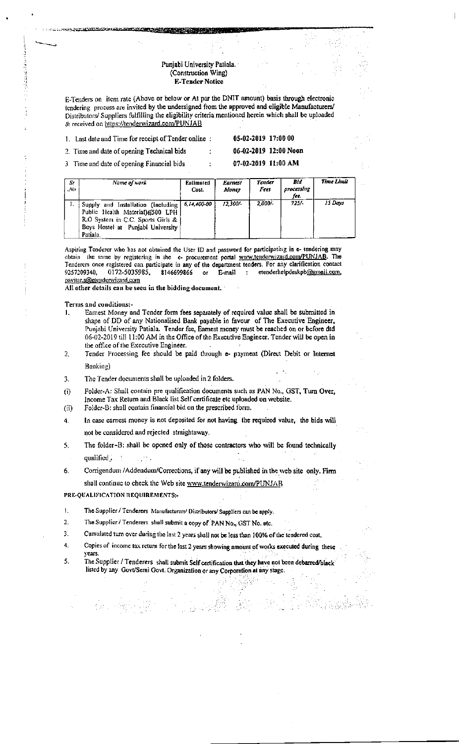# Punjabi University Patiala.
## (Construction Wing)
## E-Tender Notice

E-Tenders on item rate (Above or below or At par the DNIT amount) basis through electronic tendering process are invited by the undersigned from the approved and eligible Manufacturers/ Distributors/ Suppliers fulfilling the eligibility criteria mentioned herein which shall be uploaded & received on https://tenderwizard.com/PUNJAB

1. Last date and Time for receipt of Tender online : **05-02-2019 17:00 00**
2. Time and date of opening Technical bids : **06-02-2019 12:00 Noon**
3. Time and date of opening Financial bids : **07-02-2019 11:00 AM**

| *Sr .No* | *Name of work* | *Estimated Cost.* | *Earnest Money* | *Tender Fees* | *Bid processing fee.* | *Time Limit* |
|---|---|---|---|---|---|---|
| 1. | Supply and Installation (Including Public Health Material) of 500 LPH R.O System in C.C. Sports Girls & Boys Hostel at Punjabi University Patiala. | 6,14,400-00 | 12,300/- | 2,000/- | 725/- | 15 Days |

Aspiring Tenderer who has not obtained the User ID and password for participating in e- tendering may obtain the same by registering in the e- procurement portal www.tenderwizard.com/PUNJAB. The Tenderers once registered can participate in any of the department tenders. For any clarification contact 9257209340, 0172-5035985, 8146699866 or E-mail : etenderhelpdeskpb@gmail.com, pavitar.s@etenderwizard.com

**All other details can be seen in the bidding document.**

**Terms and conditions:-**

1. Earnest Money and Tender form fees separately of required value shall be submitted in shape of DD of any Nationalised Bank payable in favour of The Executive Engineer, Punjabi University Patiala. Tender fee, Earnest money must be reached on or before dtd 06-02-2019 till 11:00 AM in the Office of the Executive Engineer. Tender will be open in the office of the Executive Engineer.
2. Tender Processing fee should be paid through e- payment (Direct Debit or Internet Banking)
3. The Tender documents shall be uploaded in 2 folders.
   (i) Folder-A: Shall contain pre qualification documents such as PAN No., GST, Turn Over, Income Tax Return and Black list Self certificate etc uploaded on website.
   (ii) Folder-B: shall contain financial bid on the prescribed form.
4. In case earnest money is not deposited for not having the required value, the bids will not be considered and rejected straightaway.
5. The folder-B: shall be opened only of those contractors who will be found technically qualified.
6. Corrigendum /Addendum/Corrections, if any will be published in the web site only. Firm shall continue to check the Web site www.tenderwizard.com/PUNJAB

**PRE-QUALIFICATION REQUIREMENTS:-**

1. The Supplier / Tenderers Manufacturers/ Distributors/ Suppliers can be apply.
2. The Supplier / Tenderers shall submit a copy of PAN No., GST No. etc.
3. Cumulated turn over during the last 2 years shall not be less than 100% of the tendered cost.
4. Copies of income tax return for the last 2 years showing amount of works executed during these years.
5. The Supplier / Tenderers shall submit Self certification that they have not been debarred/black listed by any Govt/Semi Govt. Organization or any Corporation at any stage.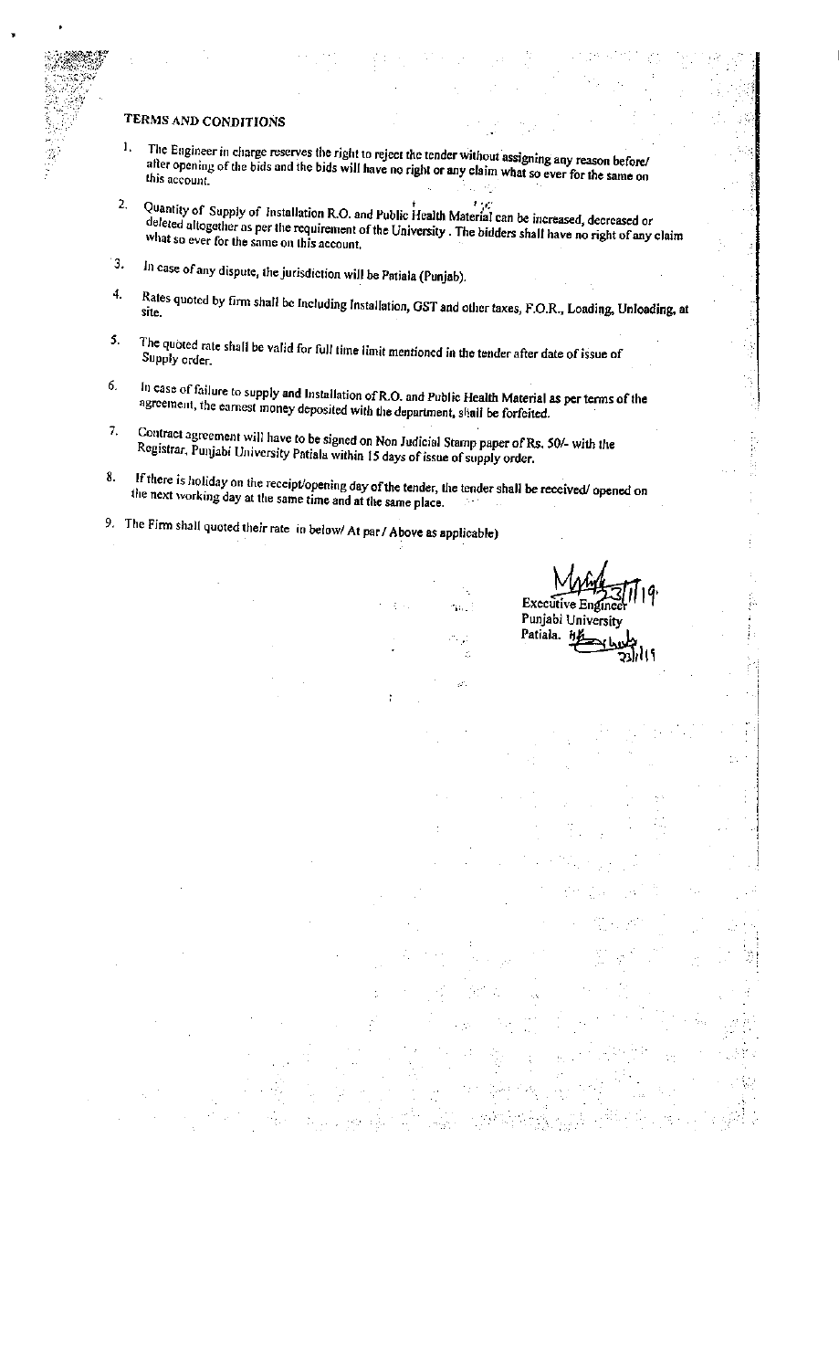## TERMS AND CONDITIONS

1. The Engineer in charge reserves the right to reject the tender without assigning any reason before/ after opening of the bids and the bids will have no right or any claim what so ever for the same on this account.

2. Quantity of Supply of Installation R.O. and Public Health Material can be increased, decreased or deleted altogether as per the requirement of the University. The bidders shall have no right of any claim what so ever for the same on this account.

3. In case of any dispute, the jurisdiction will be Patiala (Punjab).

4. Rates quoted by firm shall be Including Installation, GST and other taxes, F.O.R., Loading, Unloading, at site.

5. The quoted rate shall be valid for full time limit mentioned in the tender after date of issue of Supply order.

6. In case of failure to supply and Installation of R.O. and Public Health Material as per terms of the agreement, the earnest money deposited with the department, shall be forfeited.

7. Contract agreement will have to be signed on Non Judicial Stamp paper of Rs. 50/- with the Registrar, Punjabi University Patiala within 15 days of issue of supply order.

8. If there is holiday on the receipt/opening day of the tender, the tender shall be received/ opened on the next working day at the same time and at the same place.

9. The Firm shall quoted their rate in below/ At par / Above as applicable)

23/11/19
Executive Engineer
Punjabi University
Patiala.
23/11/19